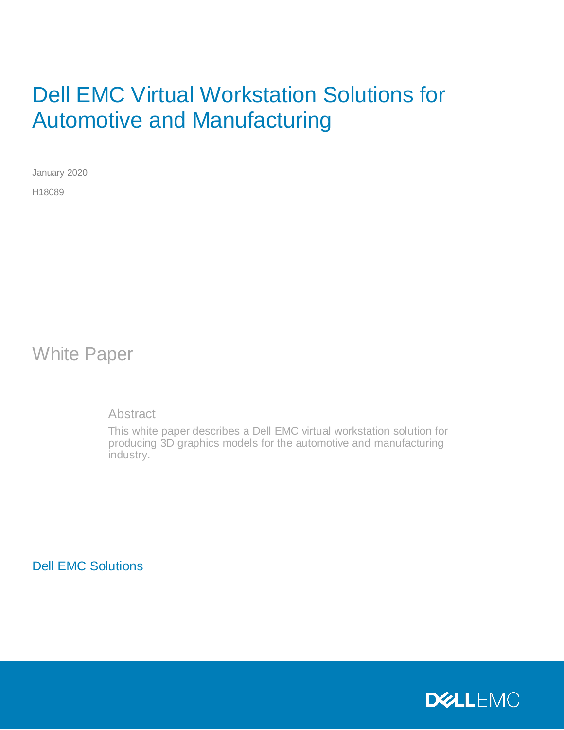# Dell EMC Virtual Workstation Solutions for Automotive and Manufacturing

January 2020

H18089

## White Paper

### Abstract

This white paper describes a Dell EMC virtual workstation solution for producing 3D graphics models for the automotive and manufacturing industry.

Dell EMC Solutions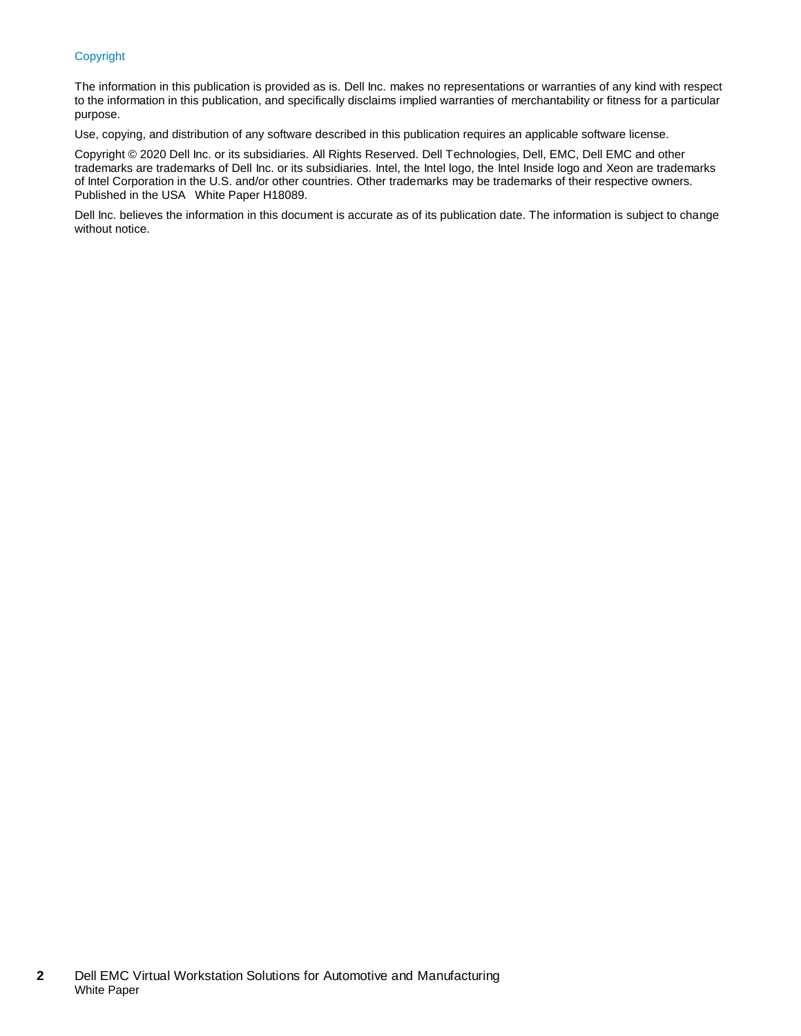## Copyright

The information in this publication is provided as is. Dell Inc. makes no representations or warranties of any kind with respect to the information in this publication, and specifically disclaims implied warranties of merchantability or fitness for a particular purpose.

Use, copying, and distribution of any software described in this publication requires an applicable software license.

Copyright © 2020 Dell Inc. or its subsidiaries. All Rights Reserved. Dell Technologies, Dell, EMC, Dell EMC and other trademarks are trademarks of Dell Inc. or its subsidiaries. Intel, the Intel logo, the Intel Inside logo and Xeon are trademarks of Intel Corporation in the U.S. and/or other countries. Other trademarks may be trademarks of their respective owners. Published in the USA White Paper H18089.

Dell Inc. believes the information in this document is accurate as of its publication date. The information is subject to change without notice.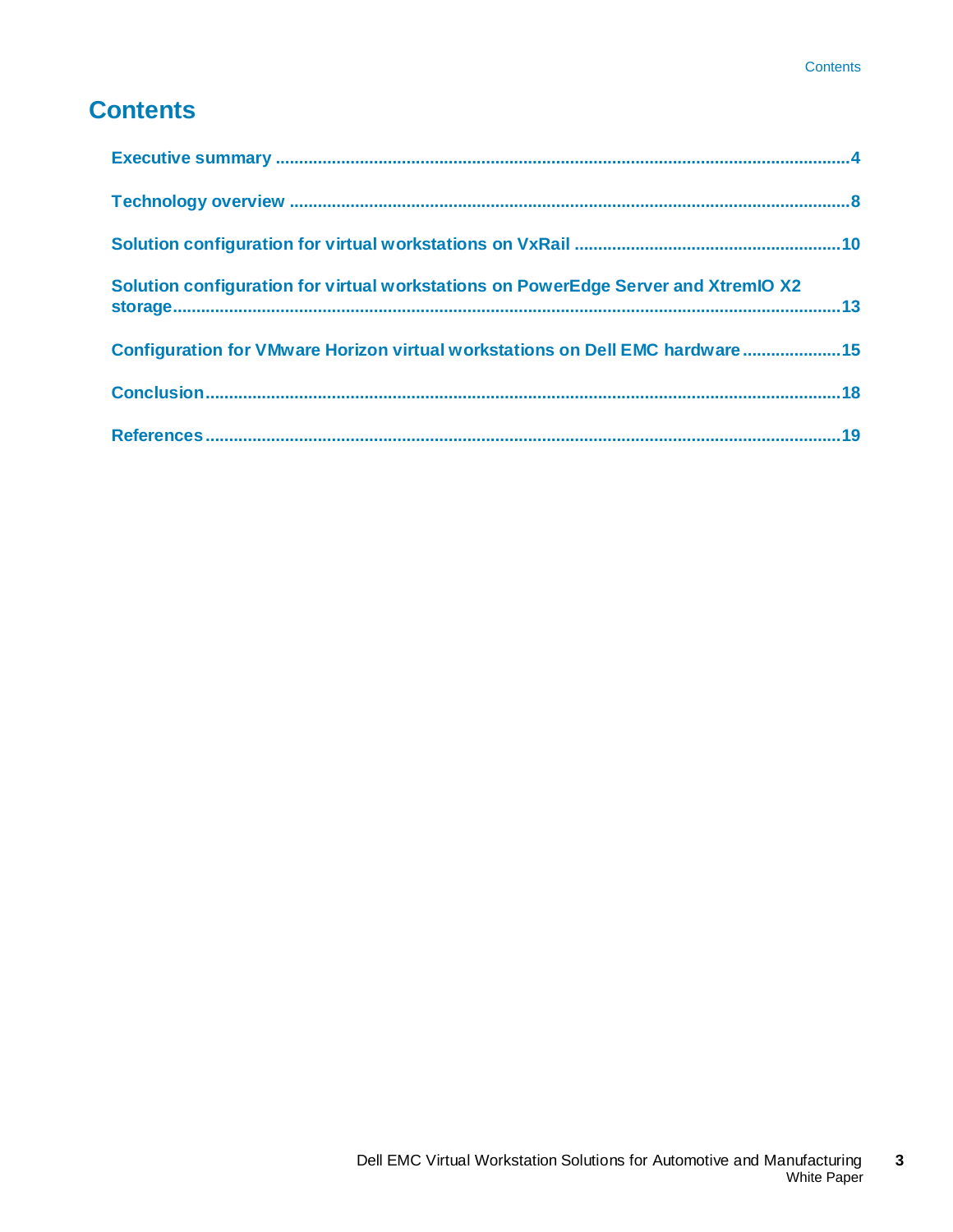# Contents

**Executive summary** ..................................................................................................................4

**Technology overview** ..................................................................................................................8

**Solution configuration for virtual workstations on VxRail** ..................................................10

**Solution configuration for virtual workstations on PowerEdge Server and XtremIO X2 storage**..................................................................................................................13

**Configuration for VMware Horizon virtual workstations on Dell EMC hardware**..................15

**Conclusion**..................................................................................................................18

**References**..................................................................................................................19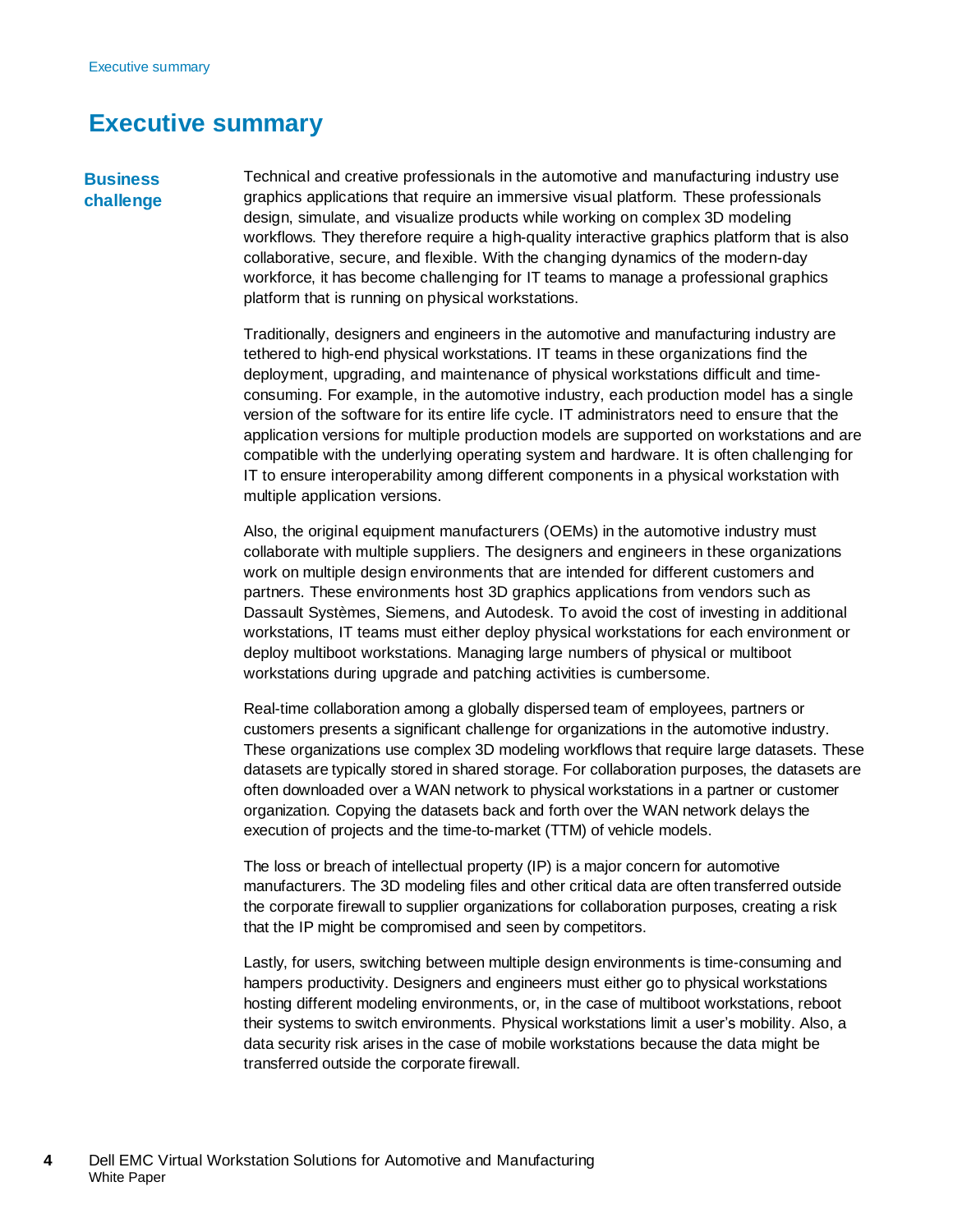# Executive summary

## Business challenge

Technical and creative professionals in the automotive and manufacturing industry use graphics applications that require an immersive visual platform. These professionals design, simulate, and visualize products while working on complex 3D modeling workflows. They therefore require a high-quality interactive graphics platform that is also collaborative, secure, and flexible. With the changing dynamics of the modern-day workforce, it has become challenging for IT teams to manage a professional graphics platform that is running on physical workstations.

Traditionally, designers and engineers in the automotive and manufacturing industry are tethered to high-end physical workstations. IT teams in these organizations find the deployment, upgrading, and maintenance of physical workstations difficult and time-consuming. For example, in the automotive industry, each production model has a single version of the software for its entire life cycle. IT administrators need to ensure that the application versions for multiple production models are supported on workstations and are compatible with the underlying operating system and hardware. It is often challenging for IT to ensure interoperability among different components in a physical workstation with multiple application versions.

Also, the original equipment manufacturers (OEMs) in the automotive industry must collaborate with multiple suppliers. The designers and engineers in these organizations work on multiple design environments that are intended for different customers and partners. These environments host 3D graphics applications from vendors such as Dassault Systèmes, Siemens, and Autodesk. To avoid the cost of investing in additional workstations, IT teams must either deploy physical workstations for each environment or deploy multiboot workstations. Managing large numbers of physical or multiboot workstations during upgrade and patching activities is cumbersome.

Real-time collaboration among a globally dispersed team of employees, partners or customers presents a significant challenge for organizations in the automotive industry. These organizations use complex 3D modeling workflows that require large datasets. These datasets are typically stored in shared storage. For collaboration purposes, the datasets are often downloaded over a WAN network to physical workstations in a partner or customer organization. Copying the datasets back and forth over the WAN network delays the execution of projects and the time-to-market (TTM) of vehicle models.

The loss or breach of intellectual property (IP) is a major concern for automotive manufacturers. The 3D modeling files and other critical data are often transferred outside the corporate firewall to supplier organizations for collaboration purposes, creating a risk that the IP might be compromised and seen by competitors.

Lastly, for users, switching between multiple design environments is time-consuming and hampers productivity. Designers and engineers must either go to physical workstations hosting different modeling environments, or, in the case of multiboot workstations, reboot their systems to switch environments. Physical workstations limit a user's mobility. Also, a data security risk arises in the case of mobile workstations because the data might be transferred outside the corporate firewall.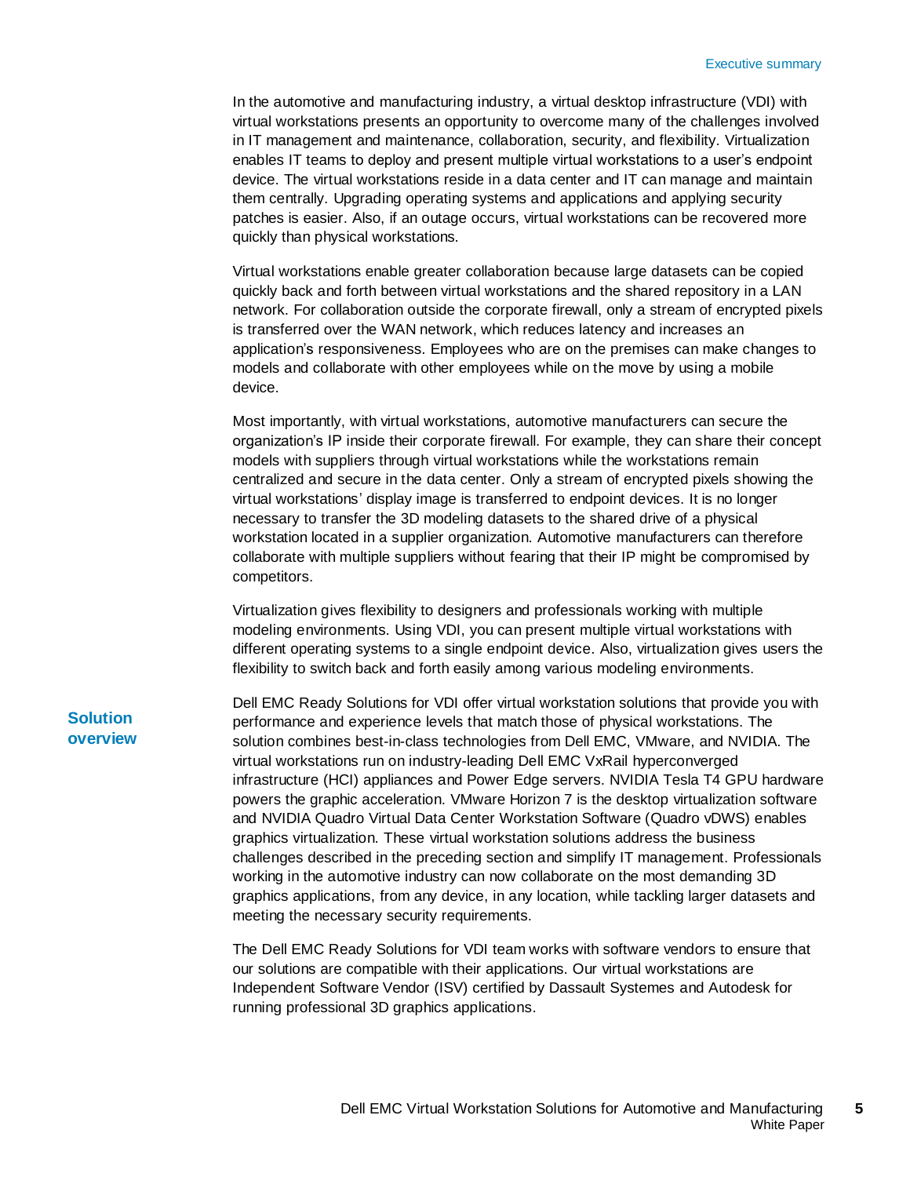In the automotive and manufacturing industry, a virtual desktop infrastructure (VDI) with virtual workstations presents an opportunity to overcome many of the challenges involved in IT management and maintenance, collaboration, security, and flexibility. Virtualization enables IT teams to deploy and present multiple virtual workstations to a user's endpoint device. The virtual workstations reside in a data center and IT can manage and maintain them centrally. Upgrading operating systems and applications and applying security patches is easier. Also, if an outage occurs, virtual workstations can be recovered more quickly than physical workstations.

Virtual workstations enable greater collaboration because large datasets can be copied quickly back and forth between virtual workstations and the shared repository in a LAN network. For collaboration outside the corporate firewall, only a stream of encrypted pixels is transferred over the WAN network, which reduces latency and increases an application's responsiveness. Employees who are on the premises can make changes to models and collaborate with other employees while on the move by using a mobile device.

Most importantly, with virtual workstations, automotive manufacturers can secure the organization's IP inside their corporate firewall. For example, they can share their concept models with suppliers through virtual workstations while the workstations remain centralized and secure in the data center. Only a stream of encrypted pixels showing the virtual workstations' display image is transferred to endpoint devices. It is no longer necessary to transfer the 3D modeling datasets to the shared drive of a physical workstation located in a supplier organization. Automotive manufacturers can therefore collaborate with multiple suppliers without fearing that their IP might be compromised by competitors.

Virtualization gives flexibility to designers and professionals working with multiple modeling environments. Using VDI, you can present multiple virtual workstations with different operating systems to a single endpoint device. Also, virtualization gives users the flexibility to switch back and forth easily among various modeling environments.

## Solution overview

Dell EMC Ready Solutions for VDI offer virtual workstation solutions that provide you with performance and experience levels that match those of physical workstations. The solution combines best-in-class technologies from Dell EMC, VMware, and NVIDIA. The virtual workstations run on industry-leading Dell EMC VxRail hyperconverged infrastructure (HCI) appliances and Power Edge servers. NVIDIA Tesla T4 GPU hardware powers the graphic acceleration. VMware Horizon 7 is the desktop virtualization software and NVIDIA Quadro Virtual Data Center Workstation Software (Quadro vDWS) enables graphics virtualization. These virtual workstation solutions address the business challenges described in the preceding section and simplify IT management. Professionals working in the automotive industry can now collaborate on the most demanding 3D graphics applications, from any device, in any location, while tackling larger datasets and meeting the necessary security requirements.

The Dell EMC Ready Solutions for VDI team works with software vendors to ensure that our solutions are compatible with their applications. Our virtual workstations are Independent Software Vendor (ISV) certified by Dassault Systemes and Autodesk for running professional 3D graphics applications.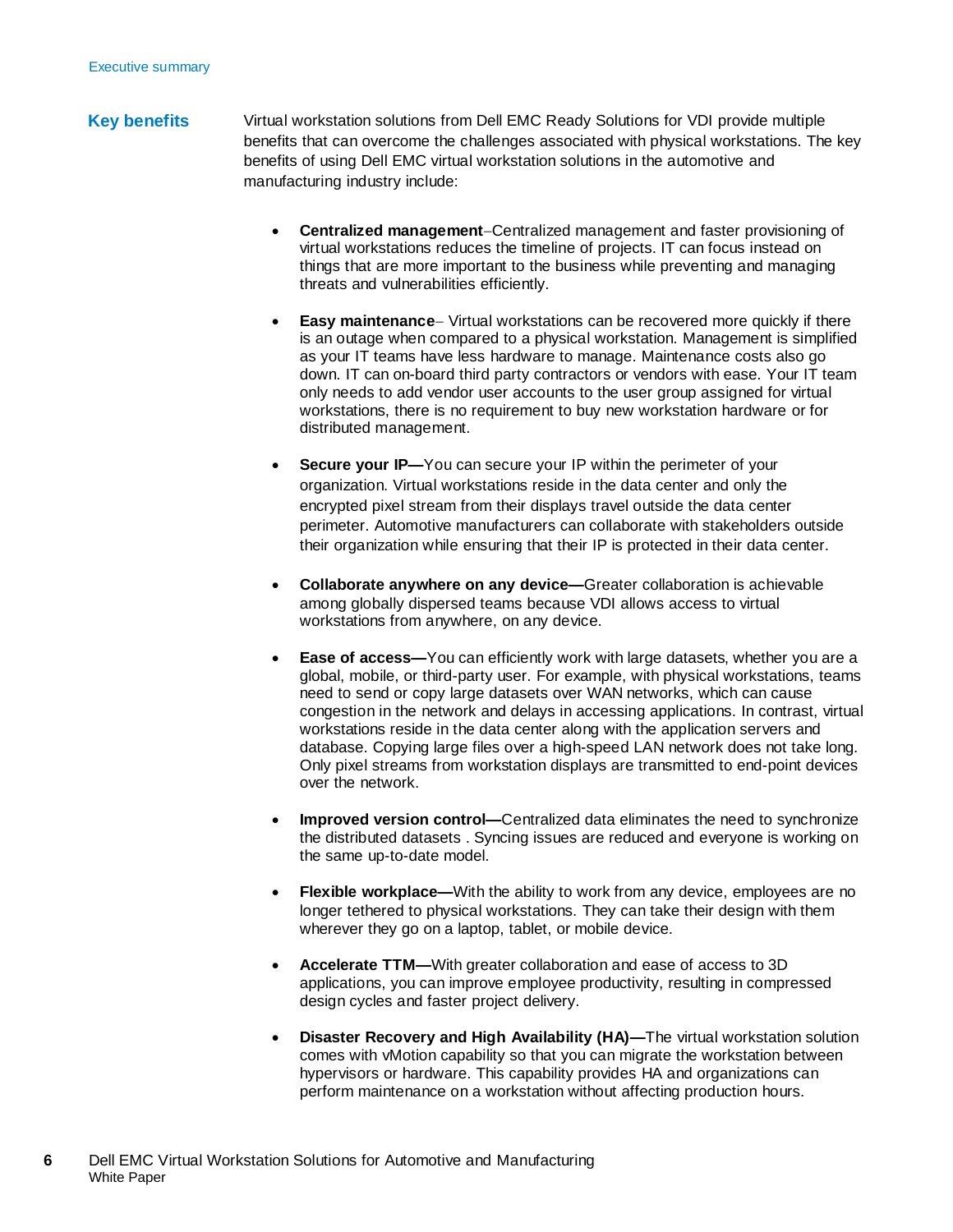## Key benefits

Virtual workstation solutions from Dell EMC Ready Solutions for VDI provide multiple benefits that can overcome the challenges associated with physical workstations. The key benefits of using Dell EMC virtual workstation solutions in the automotive and manufacturing industry include:

- **Centralized management**–Centralized management and faster provisioning of virtual workstations reduces the timeline of projects. IT can focus instead on things that are more important to the business while preventing and managing threats and vulnerabilities efficiently.
- **Easy maintenance**– Virtual workstations can be recovered more quickly if there is an outage when compared to a physical workstation. Management is simplified as your IT teams have less hardware to manage. Maintenance costs also go down. IT can on-board third party contractors or vendors with ease. Your IT team only needs to add vendor user accounts to the user group assigned for virtual workstations, there is no requirement to buy new workstation hardware or for distributed management.
- **Secure your IP—**You can secure your IP within the perimeter of your organization. Virtual workstations reside in the data center and only the encrypted pixel stream from their displays travel outside the data center perimeter. Automotive manufacturers can collaborate with stakeholders outside their organization while ensuring that their IP is protected in their data center.
- **Collaborate anywhere on any device—**Greater collaboration is achievable among globally dispersed teams because VDI allows access to virtual workstations from anywhere, on any device.
- **Ease of access—**You can efficiently work with large datasets, whether you are a global, mobile, or third-party user. For example, with physical workstations, teams need to send or copy large datasets over WAN networks, which can cause congestion in the network and delays in accessing applications. In contrast, virtual workstations reside in the data center along with the application servers and database. Copying large files over a high-speed LAN network does not take long. Only pixel streams from workstation displays are transmitted to end-point devices over the network.
- **Improved version control—**Centralized data eliminates the need to synchronize the distributed datasets . Syncing issues are reduced and everyone is working on the same up-to-date model.
- **Flexible workplace—**With the ability to work from any device, employees are no longer tethered to physical workstations. They can take their design with them wherever they go on a laptop, tablet, or mobile device.
- **Accelerate TTM—**With greater collaboration and ease of access to 3D applications, you can improve employee productivity, resulting in compressed design cycles and faster project delivery.
- **Disaster Recovery and High Availability (HA)—**The virtual workstation solution comes with vMotion capability so that you can migrate the workstation between hypervisors or hardware. This capability provides HA and organizations can perform maintenance on a workstation without affecting production hours.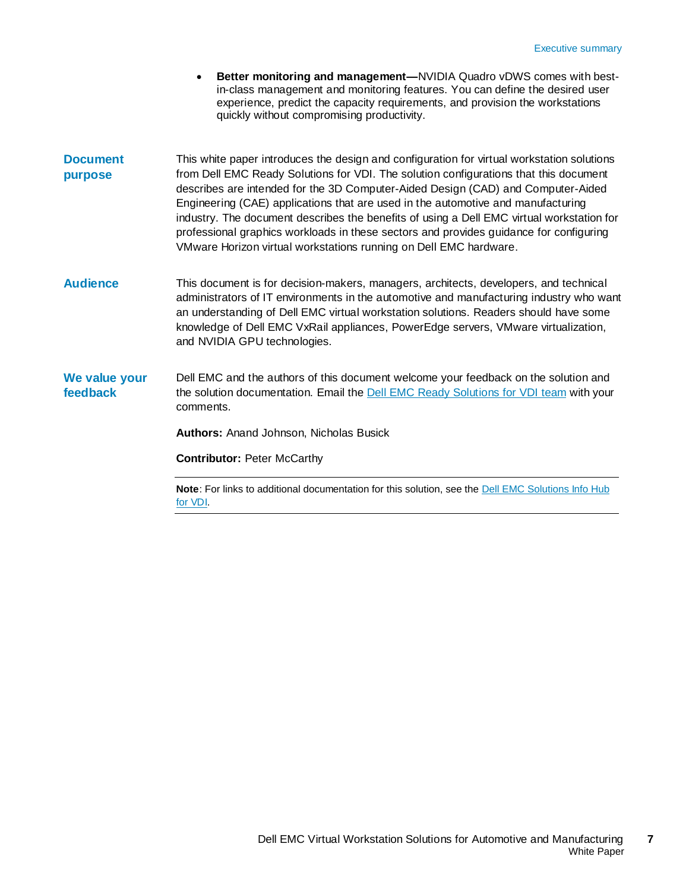- **Better monitoring and management—**NVIDIA Quadro vDWS comes with best-in-class management and monitoring features. You can define the desired user experience, predict the capacity requirements, and provision the workstations quickly without compromising productivity.

## Document purpose

This white paper introduces the design and configuration for virtual workstation solutions from Dell EMC Ready Solutions for VDI. The solution configurations that this document describes are intended for the 3D Computer-Aided Design (CAD) and Computer-Aided Engineering (CAE) applications that are used in the automotive and manufacturing industry. The document describes the benefits of using a Dell EMC virtual workstation for professional graphics workloads in these sectors and provides guidance for configuring VMware Horizon virtual workstations running on Dell EMC hardware.

## Audience

This document is for decision-makers, managers, architects, developers, and technical administrators of IT environments in the automotive and manufacturing industry who want an understanding of Dell EMC virtual workstation solutions. Readers should have some knowledge of Dell EMC VxRail appliances, PowerEdge servers, VMware virtualization, and NVIDIA GPU technologies.

## We value your feedback

Dell EMC and the authors of this document welcome your feedback on the solution and the solution documentation. Email the Dell EMC Ready Solutions for VDI team with your comments.

**Authors:** Anand Johnson, Nicholas Busick

**Contributor:** Peter McCarthy

---

**Note**: For links to additional documentation for this solution, see the Dell EMC Solutions Info Hub for VDI.

---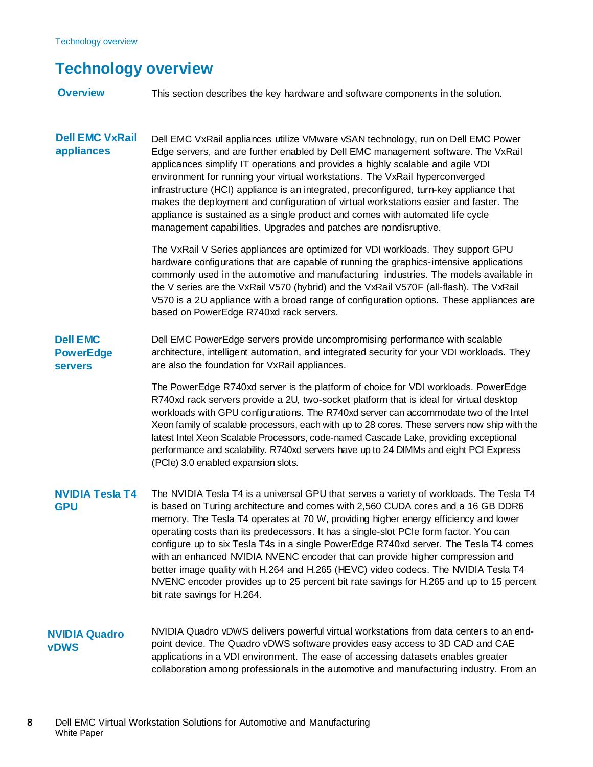# Technology overview

## Overview

This section describes the key hardware and software components in the solution.

## Dell EMC VxRail appliances

Dell EMC VxRail appliances utilize VMware vSAN technology, run on Dell EMC Power Edge servers, and are further enabled by Dell EMC management software. The VxRail applicances simplify IT operations and provides a highly scalable and agile VDI environment for running your virtual workstations. The VxRail hyperconverged infrastructure (HCI) appliance is an integrated, preconfigured, turn-key appliance that makes the deployment and configuration of virtual workstations easier and faster. The appliance is sustained as a single product and comes with automated life cycle management capabilities. Upgrades and patches are nondisruptive.

The VxRail V Series appliances are optimized for VDI workloads. They support GPU hardware configurations that are capable of running the graphics-intensive applications commonly used in the automotive and manufacturing industries. The models available in the V series are the VxRail V570 (hybrid) and the VxRail V570F (all-flash). The VxRail V570 is a 2U appliance with a broad range of configuration options. These appliances are based on PowerEdge R740xd rack servers.

## Dell EMC PowerEdge servers

Dell EMC PowerEdge servers provide uncompromising performance with scalable architecture, intelligent automation, and integrated security for your VDI workloads. They are also the foundation for VxRail appliances.

The PowerEdge R740xd server is the platform of choice for VDI workloads. PowerEdge R740xd rack servers provide a 2U, two-socket platform that is ideal for virtual desktop workloads with GPU configurations. The R740xd server can accommodate two of the Intel Xeon family of scalable processors, each with up to 28 cores. These servers now ship with the latest Intel Xeon Scalable Processors, code-named Cascade Lake, providing exceptional performance and scalability. R740xd servers have up to 24 DIMMs and eight PCI Express (PCIe) 3.0 enabled expansion slots.

## NVIDIA Tesla T4 GPU

The NVIDIA Tesla T4 is a universal GPU that serves a variety of workloads. The Tesla T4 is based on Turing architecture and comes with 2,560 CUDA cores and a 16 GB DDR6 memory. The Tesla T4 operates at 70 W, providing higher energy efficiency and lower operating costs than its predecessors. It has a single-slot PCIe form factor. You can configure up to six Tesla T4s in a single PowerEdge R740xd server. The Tesla T4 comes with an enhanced NVIDIA NVENC encoder that can provide higher compression and better image quality with H.264 and H.265 (HEVC) video codecs. The NVIDIA Tesla T4 NVENC encoder provides up to 25 percent bit rate savings for H.265 and up to 15 percent bit rate savings for H.264.

## NVIDIA Quadro vDWS

NVIDIA Quadro vDWS delivers powerful virtual workstations from data centers to an end-point device. The Quadro vDWS software provides easy access to 3D CAD and CAE applications in a VDI environment. The ease of accessing datasets enables greater collaboration among professionals in the automotive and manufacturing industry. From an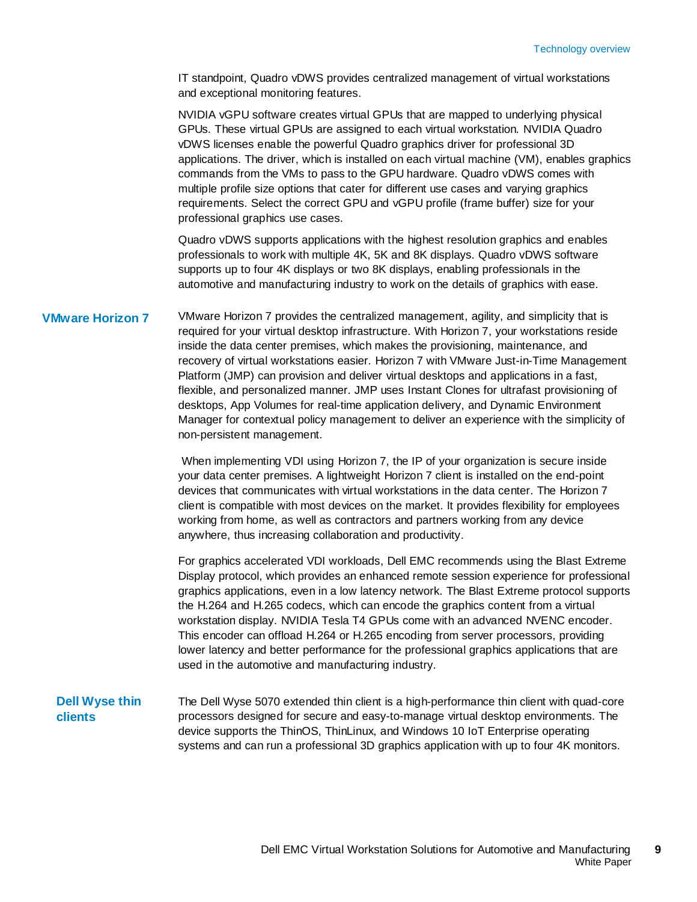IT standpoint, Quadro vDWS provides centralized management of virtual workstations and exceptional monitoring features.

NVIDIA vGPU software creates virtual GPUs that are mapped to underlying physical GPUs. These virtual GPUs are assigned to each virtual workstation. NVIDIA Quadro vDWS licenses enable the powerful Quadro graphics driver for professional 3D applications. The driver, which is installed on each virtual machine (VM), enables graphics commands from the VMs to pass to the GPU hardware. Quadro vDWS comes with multiple profile size options that cater for different use cases and varying graphics requirements. Select the correct GPU and vGPU profile (frame buffer) size for your professional graphics use cases.

Quadro vDWS supports applications with the highest resolution graphics and enables professionals to work with multiple 4K, 5K and 8K displays. Quadro vDWS software supports up to four 4K displays or two 8K displays, enabling professionals in the automotive and manufacturing industry to work on the details of graphics with ease.

## VMware Horizon 7

VMware Horizon 7 provides the centralized management, agility, and simplicity that is required for your virtual desktop infrastructure. With Horizon 7, your workstations reside inside the data center premises, which makes the provisioning, maintenance, and recovery of virtual workstations easier. Horizon 7 with VMware Just-in-Time Management Platform (JMP) can provision and deliver virtual desktops and applications in a fast, flexible, and personalized manner. JMP uses Instant Clones for ultrafast provisioning of desktops, App Volumes for real-time application delivery, and Dynamic Environment Manager for contextual policy management to deliver an experience with the simplicity of non-persistent management.

When implementing VDI using Horizon 7, the IP of your organization is secure inside your data center premises. A lightweight Horizon 7 client is installed on the end-point devices that communicates with virtual workstations in the data center. The Horizon 7 client is compatible with most devices on the market. It provides flexibility for employees working from home, as well as contractors and partners working from any device anywhere, thus increasing collaboration and productivity.

For graphics accelerated VDI workloads, Dell EMC recommends using the Blast Extreme Display protocol, which provides an enhanced remote session experience for professional graphics applications, even in a low latency network. The Blast Extreme protocol supports the H.264 and H.265 codecs, which can encode the graphics content from a virtual workstation display. NVIDIA Tesla T4 GPUs come with an advanced NVENC encoder. This encoder can offload H.264 or H.265 encoding from server processors, providing lower latency and better performance for the professional graphics applications that are used in the automotive and manufacturing industry.

### Dell Wyse thin clients

The Dell Wyse 5070 extended thin client is a high-performance thin client with quad-core processors designed for secure and easy-to-manage virtual desktop environments. The device supports the ThinOS, ThinLinux, and Windows 10 IoT Enterprise operating systems and can run a professional 3D graphics application with up to four 4K monitors.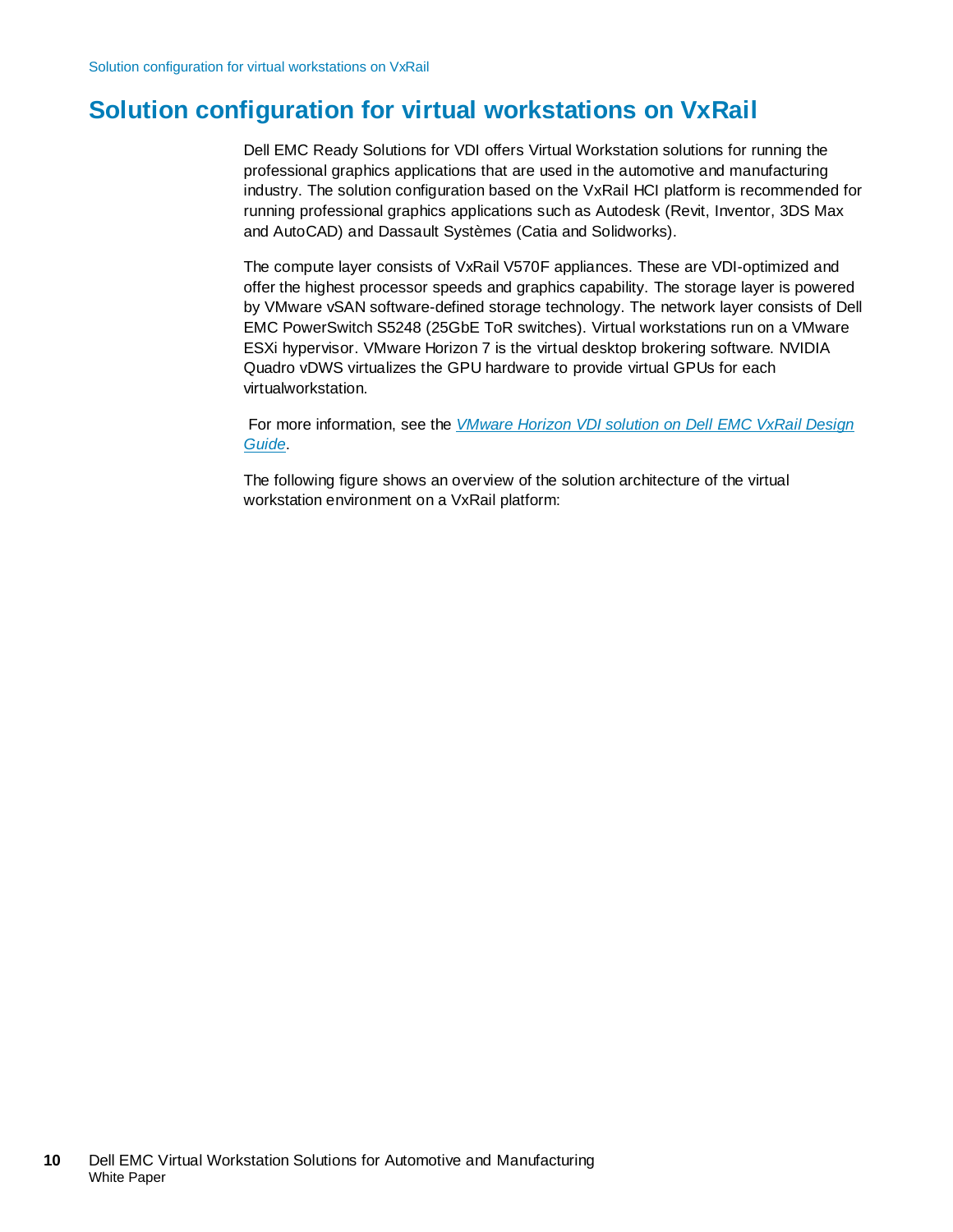# Solution configuration for virtual workstations on VxRail

Dell EMC Ready Solutions for VDI offers Virtual Workstation solutions for running the professional graphics applications that are used in the automotive and manufacturing industry. The solution configuration based on the VxRail HCI platform is recommended for running professional graphics applications such as Autodesk (Revit, Inventor, 3DS Max and AutoCAD) and Dassault Systèmes (Catia and Solidworks).

The compute layer consists of VxRail V570F appliances. These are VDI-optimized and offer the highest processor speeds and graphics capability. The storage layer is powered by VMware vSAN software-defined storage technology. The network layer consists of Dell EMC PowerSwitch S5248 (25GbE ToR switches). Virtual workstations run on a VMware ESXi hypervisor. VMware Horizon 7 is the virtual desktop brokering software. NVIDIA Quadro vDWS virtualizes the GPU hardware to provide virtual GPUs for each virtualworkstation.

For more information, see the *VMware Horizon VDI solution on Dell EMC VxRail Design Guide*.

The following figure shows an overview of the solution architecture of the virtual workstation environment on a VxRail platform: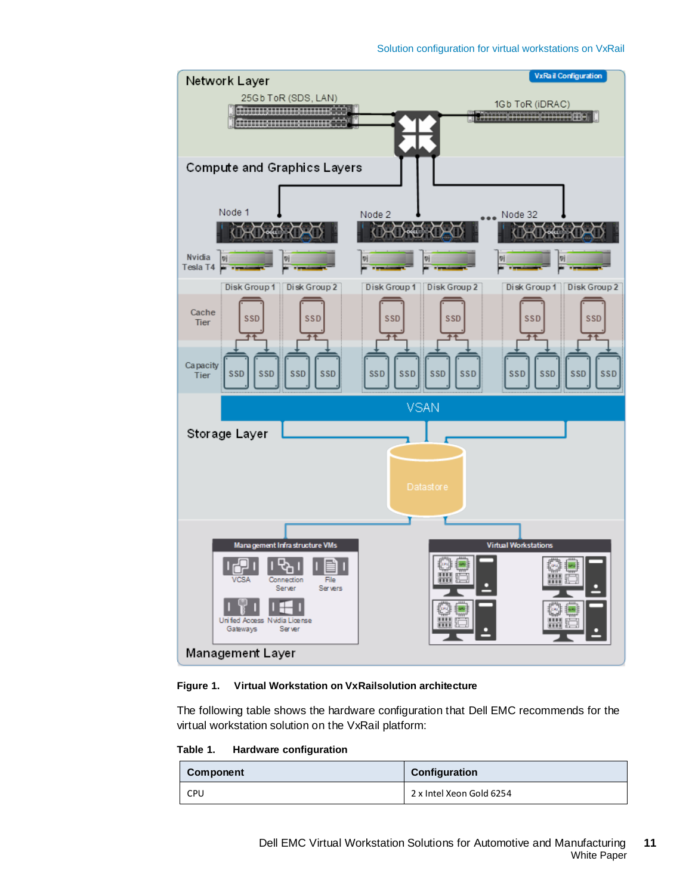**Figure 1. Virtual Workstation on VxRailsolution architecture**

The following table shows the hardware configuration that Dell EMC recommends for the virtual workstation solution on the VxRail platform:

**Table 1. Hardware configuration**

| Component | Configuration |
| --- | --- |
| CPU | 2 x Intel Xeon Gold 6254 |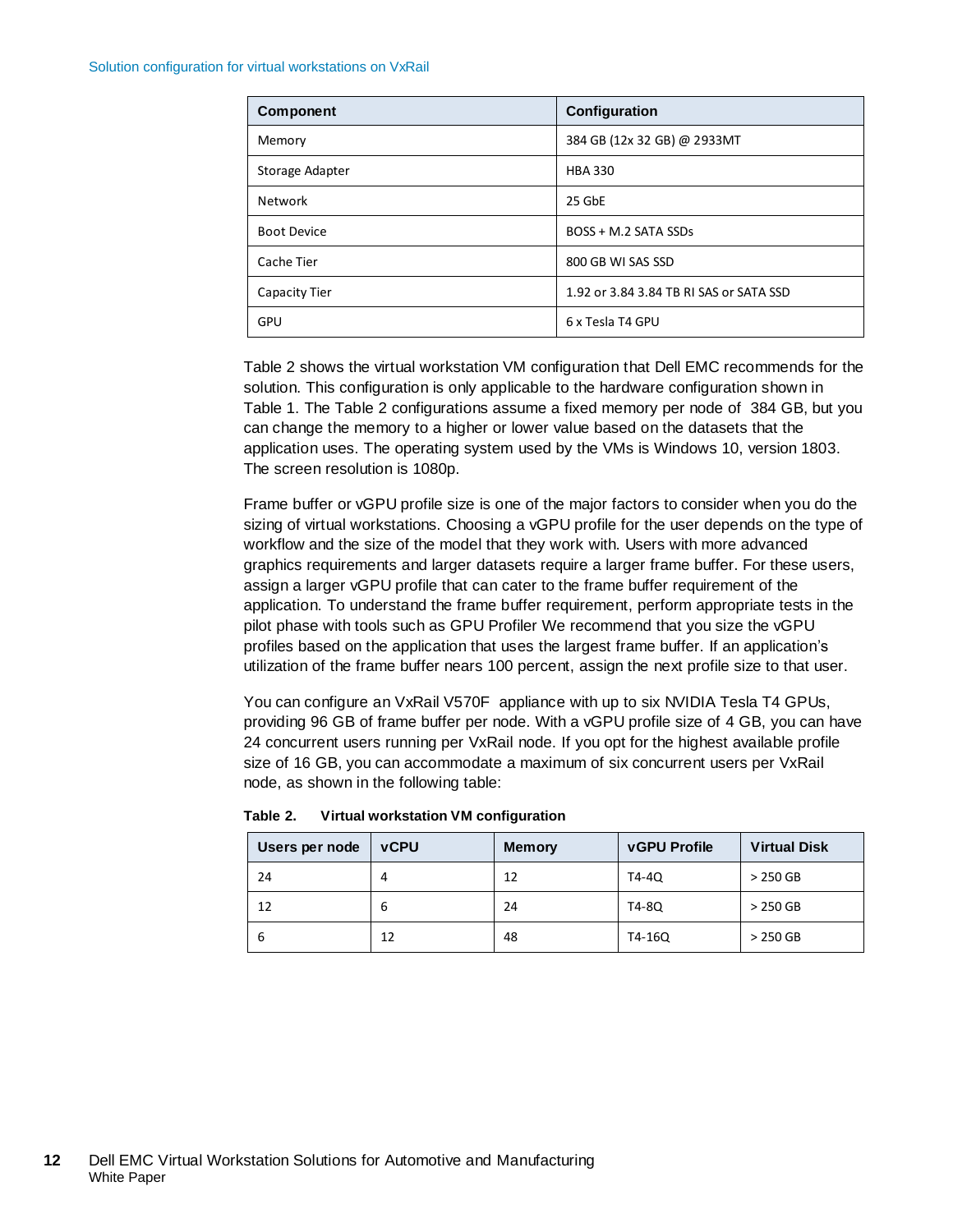| Component | Configuration |
| --- | --- |
| Memory | 384 GB (12x 32 GB) @ 2933MT |
| Storage Adapter | HBA 330 |
| Network | 25 GbE |
| Boot Device | BOSS + M.2 SATA SSDs |
| Cache Tier | 800 GB WI SAS SSD |
| Capacity Tier | 1.92 or 3.84 3.84 TB RI SAS or SATA SSD |
| GPU | 6 x Tesla T4 GPU |

Table 2 shows the virtual workstation VM configuration that Dell EMC recommends for the solution. This configuration is only applicable to the hardware configuration shown in Table 1. The Table 2 configurations assume a fixed memory per node of 384 GB, but you can change the memory to a higher or lower value based on the datasets that the application uses. The operating system used by the VMs is Windows 10, version 1803. The screen resolution is 1080p.

Frame buffer or vGPU profile size is one of the major factors to consider when you do the sizing of virtual workstations. Choosing a vGPU profile for the user depends on the type of workflow and the size of the model that they work with. Users with more advanced graphics requirements and larger datasets require a larger frame buffer. For these users, assign a larger vGPU profile that can cater to the frame buffer requirement of the application. To understand the frame buffer requirement, perform appropriate tests in the pilot phase with tools such as GPU Profiler We recommend that you size the vGPU profiles based on the application that uses the largest frame buffer. If an application's utilization of the frame buffer nears 100 percent, assign the next profile size to that user.

You can configure an VxRail V570F appliance with up to six NVIDIA Tesla T4 GPUs, providing 96 GB of frame buffer per node. With a vGPU profile size of 4 GB, you can have 24 concurrent users running per VxRail node. If you opt for the highest available profile size of 16 GB, you can accommodate a maximum of six concurrent users per VxRail node, as shown in the following table:

**Table 2. Virtual workstation VM configuration**

| Users per node | vCPU | Memory | vGPU Profile | Virtual Disk |
| --- | --- | --- | --- | --- |
| 24 | 4 | 12 | T4-4Q | > 250 GB |
| 12 | 6 | 24 | T4-8Q | > 250 GB |
| 6 | 12 | 48 | T4-16Q | > 250 GB |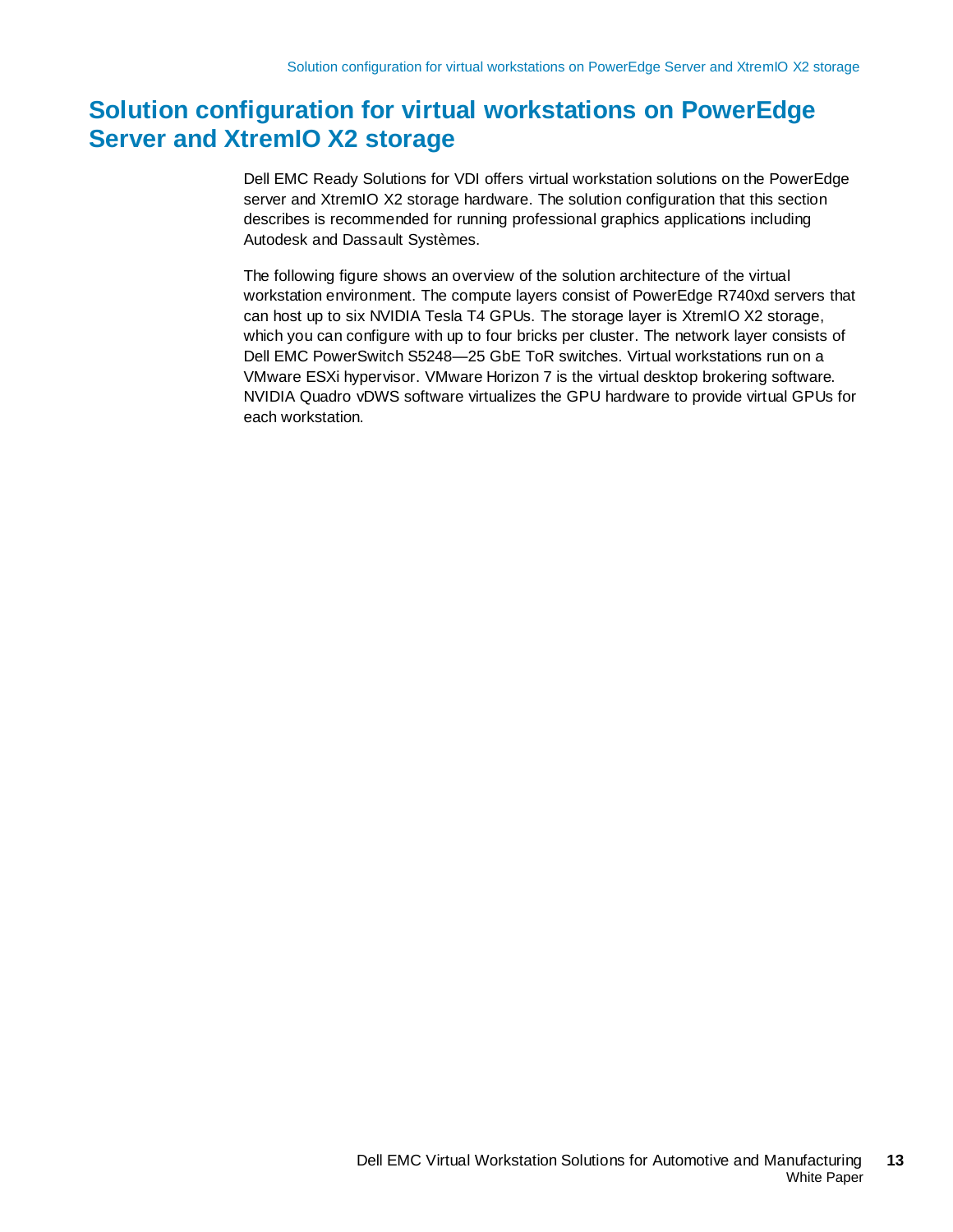# Solution configuration for virtual workstations on PowerEdge Server and XtremIO X2 storage

Dell EMC Ready Solutions for VDI offers virtual workstation solutions on the PowerEdge server and XtremIO X2 storage hardware. The solution configuration that this section describes is recommended for running professional graphics applications including Autodesk and Dassault Systèmes.

The following figure shows an overview of the solution architecture of the virtual workstation environment. The compute layers consist of PowerEdge R740xd servers that can host up to six NVIDIA Tesla T4 GPUs. The storage layer is XtremIO X2 storage, which you can configure with up to four bricks per cluster. The network layer consists of Dell EMC PowerSwitch S5248—25 GbE ToR switches. Virtual workstations run on a VMware ESXi hypervisor. VMware Horizon 7 is the virtual desktop brokering software. NVIDIA Quadro vDWS software virtualizes the GPU hardware to provide virtual GPUs for each workstation.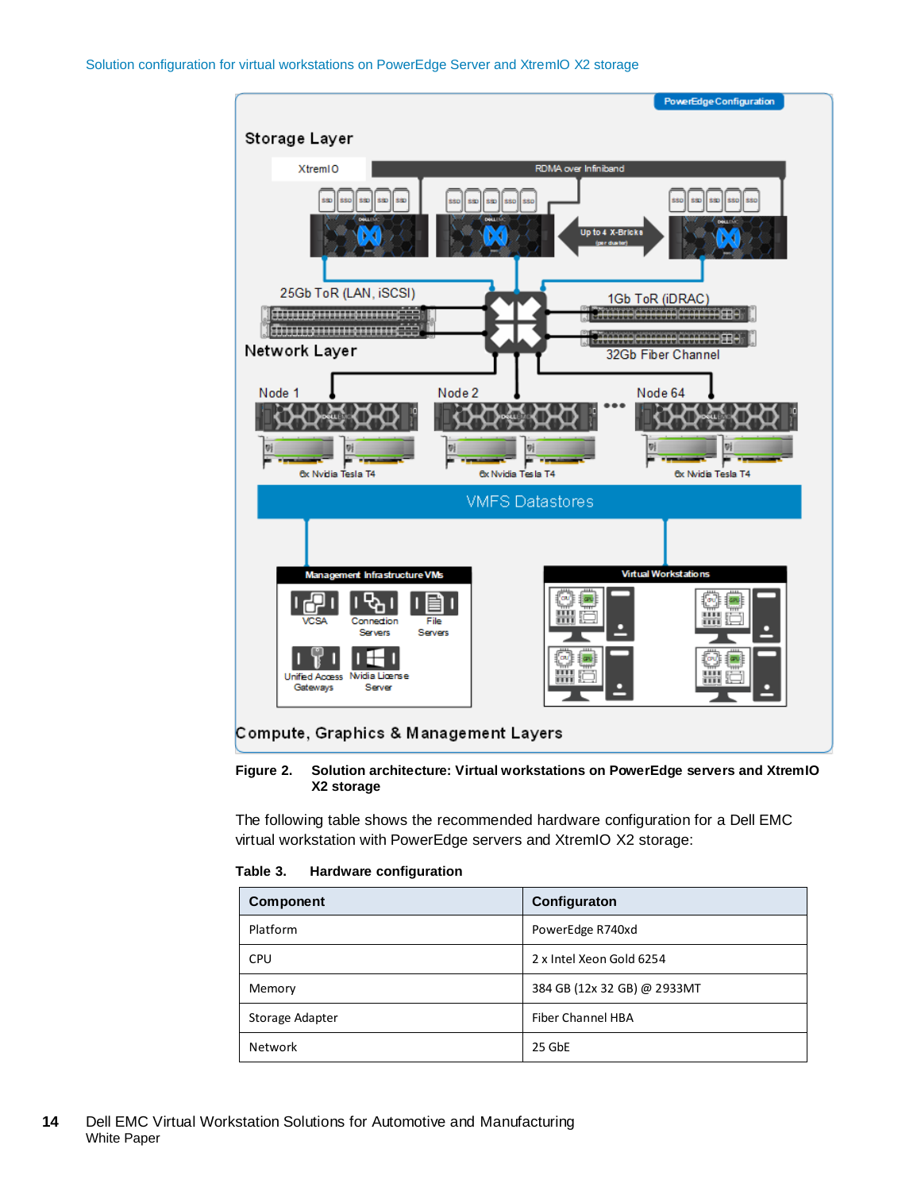Figure 2. Solution architecture: Virtual workstations on PowerEdge servers and XtremIO X2 storage

The following table shows the recommended hardware configuration for a Dell EMC virtual workstation with PowerEdge servers and XtremIO X2 storage:

Table 3. Hardware configuration

| Component | Configuraton |
|---|---|
| Platform | PowerEdge R740xd |
| CPU | 2 x Intel Xeon Gold 6254 |
| Memory | 384 GB (12x 32 GB) @ 2933MT |
| Storage Adapter | Fiber Channel HBA |
| Network | 25 GbE |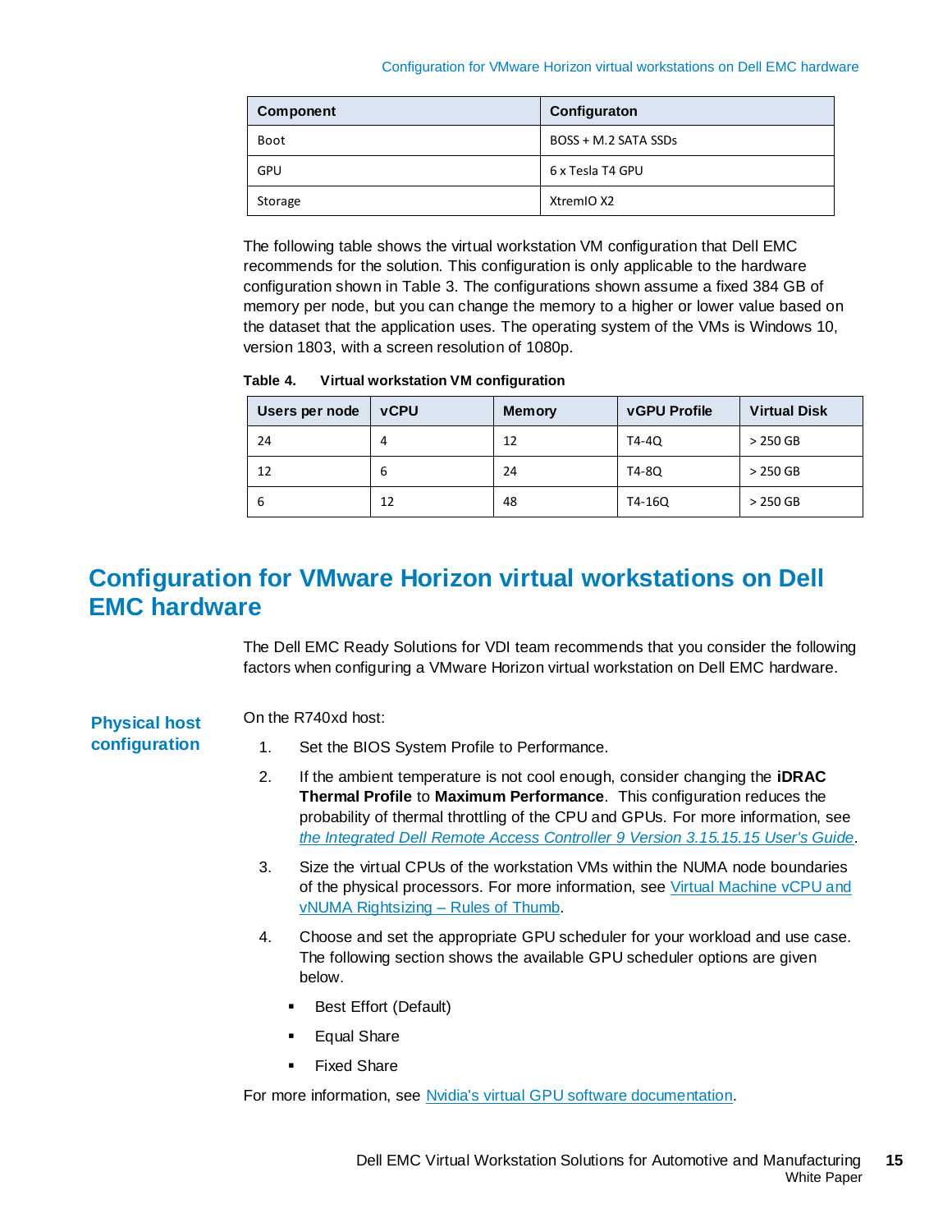| Component | Configuraton |
|---|---|
| Boot | BOSS + M.2 SATA SSDs |
| GPU | 6 x Tesla T4 GPU |
| Storage | XtremIO X2 |

The following table shows the virtual workstation VM configuration that Dell EMC recommends for the solution. This configuration is only applicable to the hardware configuration shown in Table 3. The configurations shown assume a fixed 384 GB of memory per node, but you can change the memory to a higher or lower value based on the dataset that the application uses. The operating system of the VMs is Windows 10, version 1803, with a screen resolution of 1080p.

**Table 4. Virtual workstation VM configuration**

| Users per node | vCPU | Memory | vGPU Profile | Virtual Disk |
|---|---|---|---|---|
| 24 | 4 | 12 | T4-4Q | > 250 GB |
| 12 | 6 | 24 | T4-8Q | > 250 GB |
| 6 | 12 | 48 | T4-16Q | > 250 GB |

## Configuration for VMware Horizon virtual workstations on Dell EMC hardware

The Dell EMC Ready Solutions for VDI team recommends that you consider the following factors when configuring a VMware Horizon virtual workstation on Dell EMC hardware.

### Physical host configuration

On the R740xd host:

1. Set the BIOS System Profile to Performance.
2. If the ambient temperature is not cool enough, consider changing the **iDRAC Thermal Profile** to **Maximum Performance**. This configuration reduces the probability of thermal throttling of the CPU and GPUs. For more information, see *the Integrated Dell Remote Access Controller 9 Version 3.15.15.15 User's Guide*.
3. Size the virtual CPUs of the workstation VMs within the NUMA node boundaries of the physical processors. For more information, see Virtual Machine vCPU and vNUMA Rightsizing – Rules of Thumb.
4. Choose and set the appropriate GPU scheduler for your workload and use case. The following section shows the available GPU scheduler options are given below.
   - Best Effort (Default)
   - Equal Share
   - Fixed Share

For more information, see Nvidia's virtual GPU software documentation.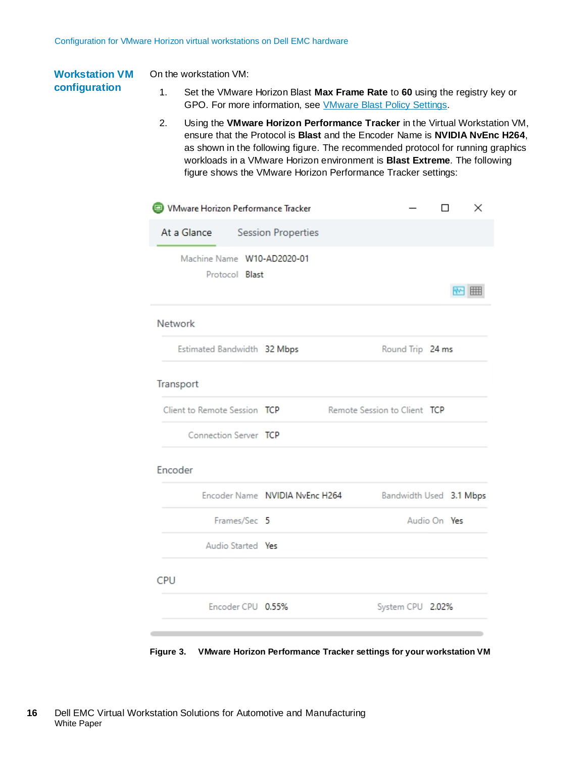## Workstation VM configuration

On the workstation VM:

1. Set the VMware Horizon Blast **Max Frame Rate** to **60** using the registry key or GPO. For more information, see [VMware Blast Policy Settings](VMware Blast Policy Settings).
2. Using the **VMware Horizon Performance Tracker** in the Virtual Workstation VM, ensure that the Protocol is **Blast** and the Encoder Name is **NVIDIA NvEnc H264**, as shown in the following figure. The recommended protocol for running graphics workloads in a VMware Horizon environment is **Blast Extreme**. The following figure shows the VMware Horizon Performance Tracker settings:

VMware Horizon Performance Tracker

At a Glance | Session Properties

Machine Name: W10-AD2020-01
Protocol: Blast

**Network**

| Estimated Bandwidth | 32 Mbps | Round Trip | 24 ms |
|---|---|---|---|

**Transport**

| Client to Remote Session | TCP | Remote Session to Client | TCP |
|---|---|---|---|
| Connection Server | TCP | | |

**Encoder**

| Encoder Name | NVIDIA NvEnc H264 | Bandwidth Used | 3.1 Mbps |
|---|---|---|---|
| Frames/Sec | 5 | Audio On | Yes |
| Audio Started | Yes | | |

**CPU**

| Encoder CPU | 0.55% | System CPU | 2.02% |
|---|---|---|---|

**Figure 3. VMware Horizon Performance Tracker settings for your workstation VM**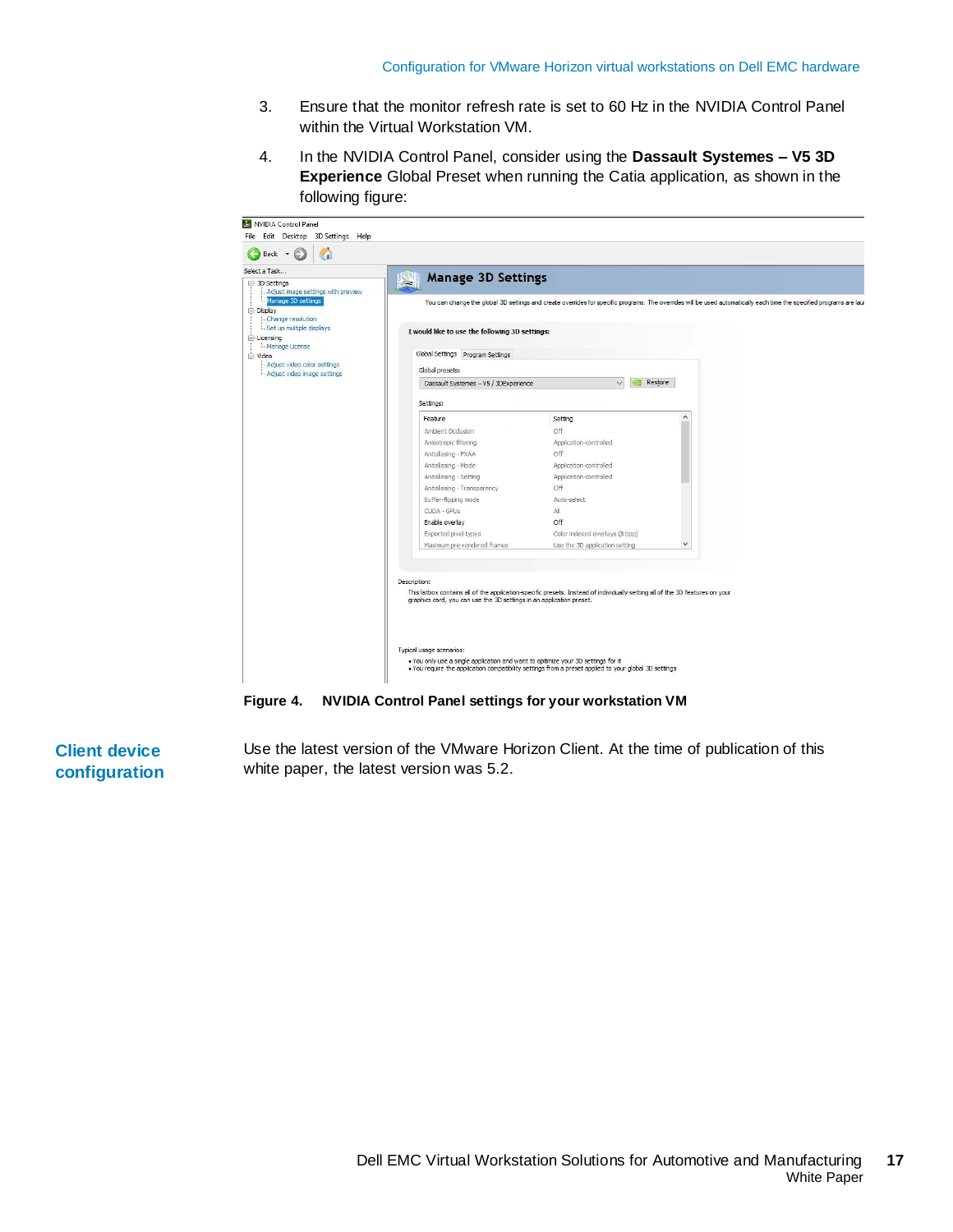3. Ensure that the monitor refresh rate is set to 60 Hz in the NVIDIA Control Panel within the Virtual Workstation VM.

4. In the NVIDIA Control Panel, consider using the **Dassault Systemes – V5 3D Experience** Global Preset when running the Catia application, as shown in the following figure:

**Figure 4. NVIDIA Control Panel settings for your workstation VM**

## Client device configuration

Use the latest version of the VMware Horizon Client. At the time of publication of this white paper, the latest version was 5.2.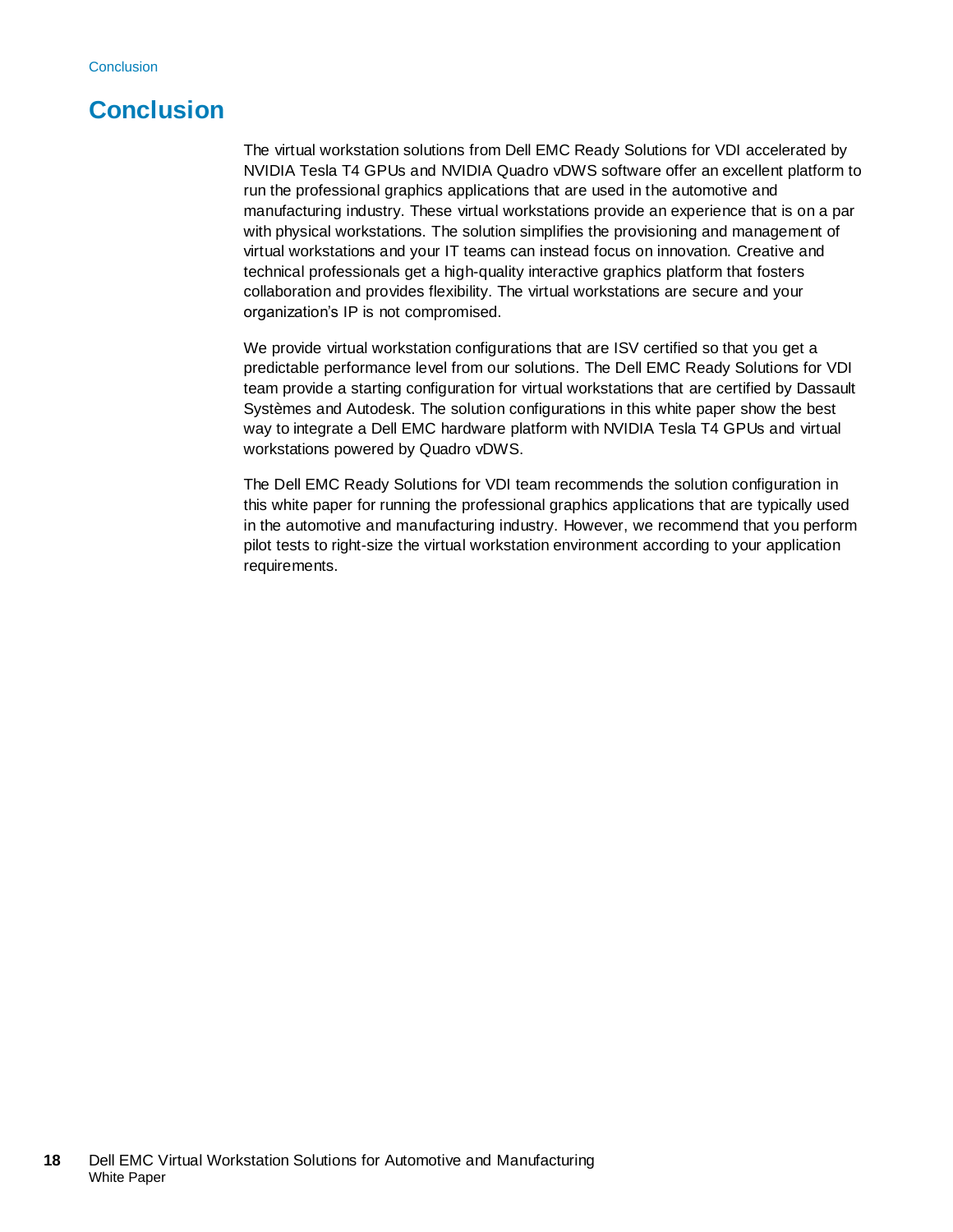# Conclusion

The virtual workstation solutions from Dell EMC Ready Solutions for VDI accelerated by NVIDIA Tesla T4 GPUs and NVIDIA Quadro vDWS software offer an excellent platform to run the professional graphics applications that are used in the automotive and manufacturing industry. These virtual workstations provide an experience that is on a par with physical workstations. The solution simplifies the provisioning and management of virtual workstations and your IT teams can instead focus on innovation. Creative and technical professionals get a high-quality interactive graphics platform that fosters collaboration and provides flexibility. The virtual workstations are secure and your organization's IP is not compromised.

We provide virtual workstation configurations that are ISV certified so that you get a predictable performance level from our solutions. The Dell EMC Ready Solutions for VDI team provide a starting configuration for virtual workstations that are certified by Dassault Systèmes and Autodesk. The solution configurations in this white paper show the best way to integrate a Dell EMC hardware platform with NVIDIA Tesla T4 GPUs and virtual workstations powered by Quadro vDWS.

The Dell EMC Ready Solutions for VDI team recommends the solution configuration in this white paper for running the professional graphics applications that are typically used in the automotive and manufacturing industry. However, we recommend that you perform pilot tests to right-size the virtual workstation environment according to your application requirements.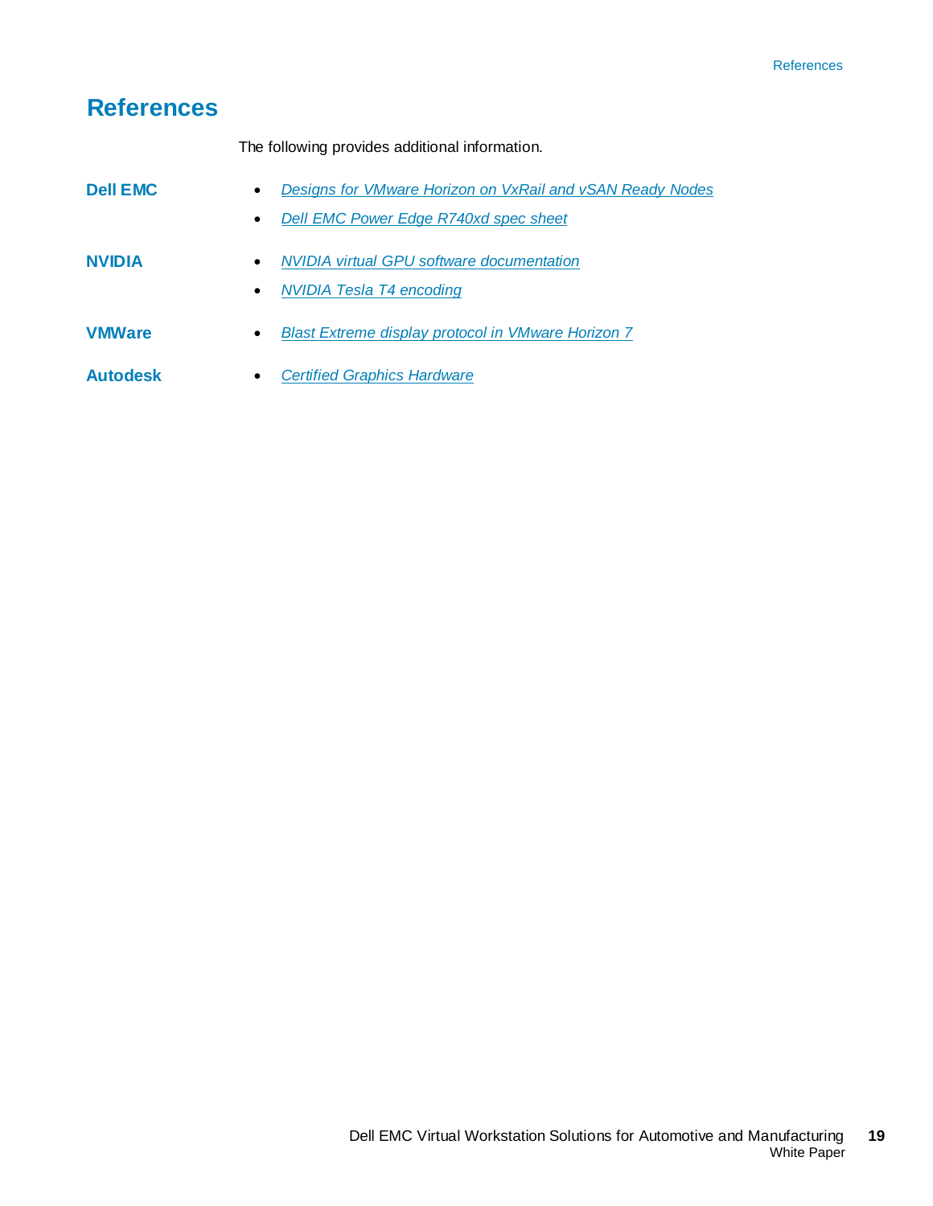# References

The following provides additional information.

**Dell EMC**

- *Designs for VMware Horizon on VxRail and vSAN Ready Nodes*
- *Dell EMC Power Edge R740xd spec sheet*

**NVIDIA**

- *NVIDIA virtual GPU software documentation*
- *NVIDIA Tesla T4 encoding*

**VMWare**

- *Blast Extreme display protocol in VMware Horizon 7*

**Autodesk**

- *Certified Graphics Hardware*